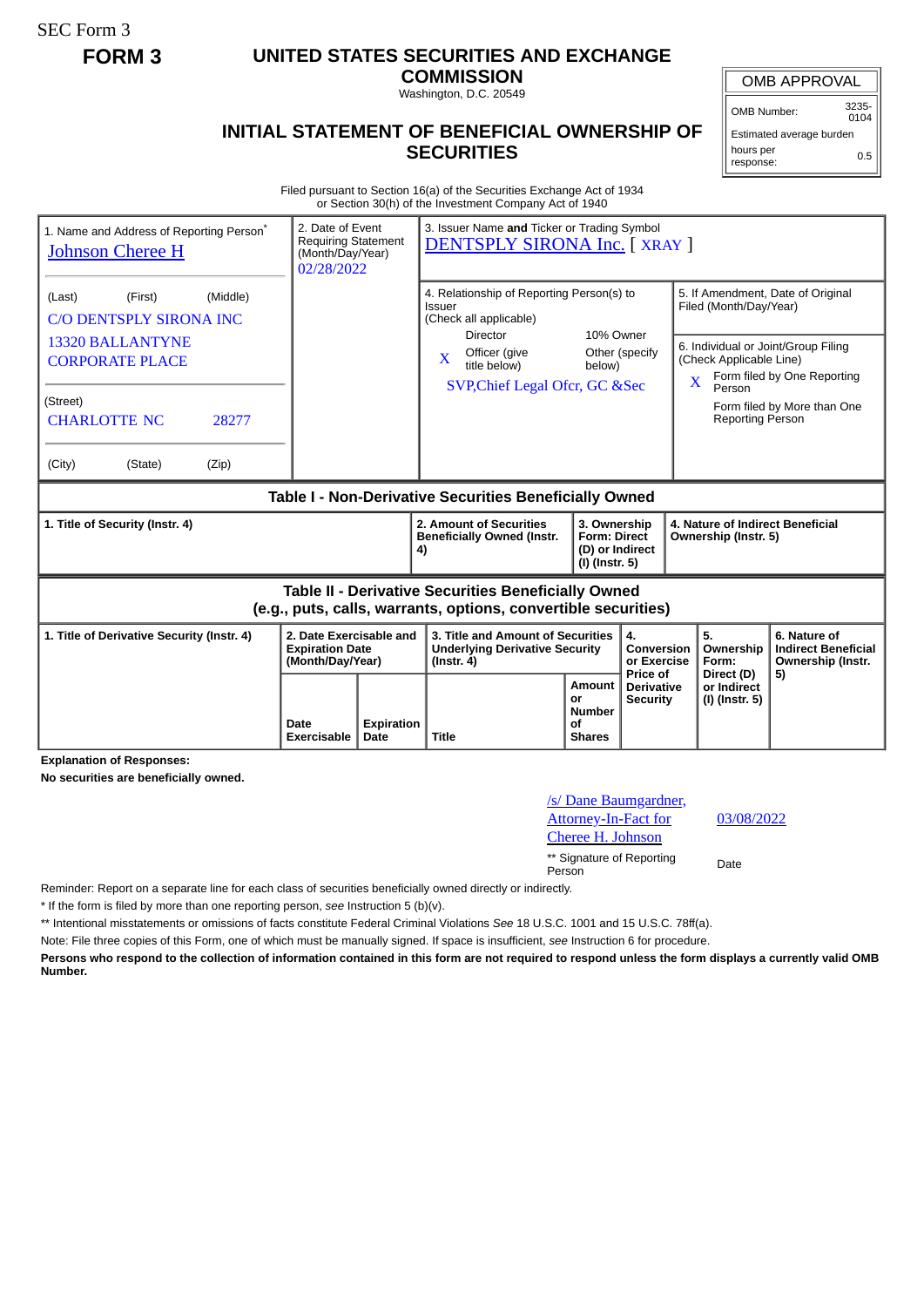SEC Form 3

**FORM 3**

# UNITED STATES SECURITIES AND EXCHANGE COMMISSION

Washington, D.C. 20549

## INITIAL STATEMENT OF BENEFICIAL OWNERSHIP OF SECURITIES

| OMB APPROVAL | |
|---|---|
| OMB Number: | 3235-0104 |
| Estimated average burden | |
| hours per response: | 0.5 |

Filed pursuant to Section 16(a) of the Securities Exchange Act of 1934
or Section 30(h) of the Investment Company Act of 1940

| 1. Name and Address of Reporting Person* | 2. Date of Event Requiring Statement (Month/Day/Year) | 3. Issuer Name and Ticker or Trading Symbol |
|---|---|---|
| Johnson Cheree H | 02/28/2022 | DENTSPLY SIRONA Inc. [ XRAY ] |
| (Last) (First) (Middle)<br>C/O DENTSPLY SIRONA INC<br>13320 BALLANTYNE CORPORATE PLACE<br>(Street)<br>CHARLOTTE NC 28277<br>(City) (State) (Zip) | | 4. Relationship of Reporting Person(s) to Issuer (Check all applicable)<br>Director<br>10% Owner<br>X Officer (give title below)<br>Other (specify below)<br>SVP,Chief Legal Ofcr, GC &Sec<br><br>5. If Amendment, Date of Original Filed (Month/Day/Year)<br><br>6. Individual or Joint/Group Filing (Check Applicable Line)<br>X Form filed by One Reporting Person<br>Form filed by More than One Reporting Person |

### Table I - Non-Derivative Securities Beneficially Owned

| 1. Title of Security (Instr. 4) | 2. Amount of Securities Beneficially Owned (Instr. 4) | 3. Ownership Form: Direct (D) or Indirect (I) (Instr. 5) | 4. Nature of Indirect Beneficial Ownership (Instr. 5) |
|---|---|---|---|

### Table II - Derivative Securities Beneficially Owned (e.g., puts, calls, warrants, options, convertible securities)

| 1. Title of Derivative Security (Instr. 4) | 2. Date Exercisable and Expiration Date (Month/Day/Year) | | 3. Title and Amount of Securities Underlying Derivative Security (Instr. 4) | | 4. Conversion or Exercise Price of Derivative Security | 5. Ownership Form: Direct (D) or Indirect (I) (Instr. 5) | 6. Nature of Indirect Beneficial Ownership (Instr. 5) |
|---|---|---|---|---|---|---|---|
| | Date Exercisable | Expiration Date | Title | Amount or Number of Shares | | | |

**Explanation of Responses:**

**No securities are beneficially owned.**

| /s/ Dane Baumgardner, Attorney-In-Fact for Cheree H. Johnson | 03/08/2022 |
|---|---|
| ** Signature of Reporting Person | Date |

Reminder: Report on a separate line for each class of securities beneficially owned directly or indirectly.

\* If the form is filed by more than one reporting person, *see* Instruction 5 (b)(v).

\*\* Intentional misstatements or omissions of facts constitute Federal Criminal Violations *See* 18 U.S.C. 1001 and 15 U.S.C. 78ff(a).

Note: File three copies of this Form, one of which must be manually signed. If space is insufficient, *see* Instruction 6 for procedure.

**Persons who respond to the collection of information contained in this form are not required to respond unless the form displays a currently valid OMB Number.**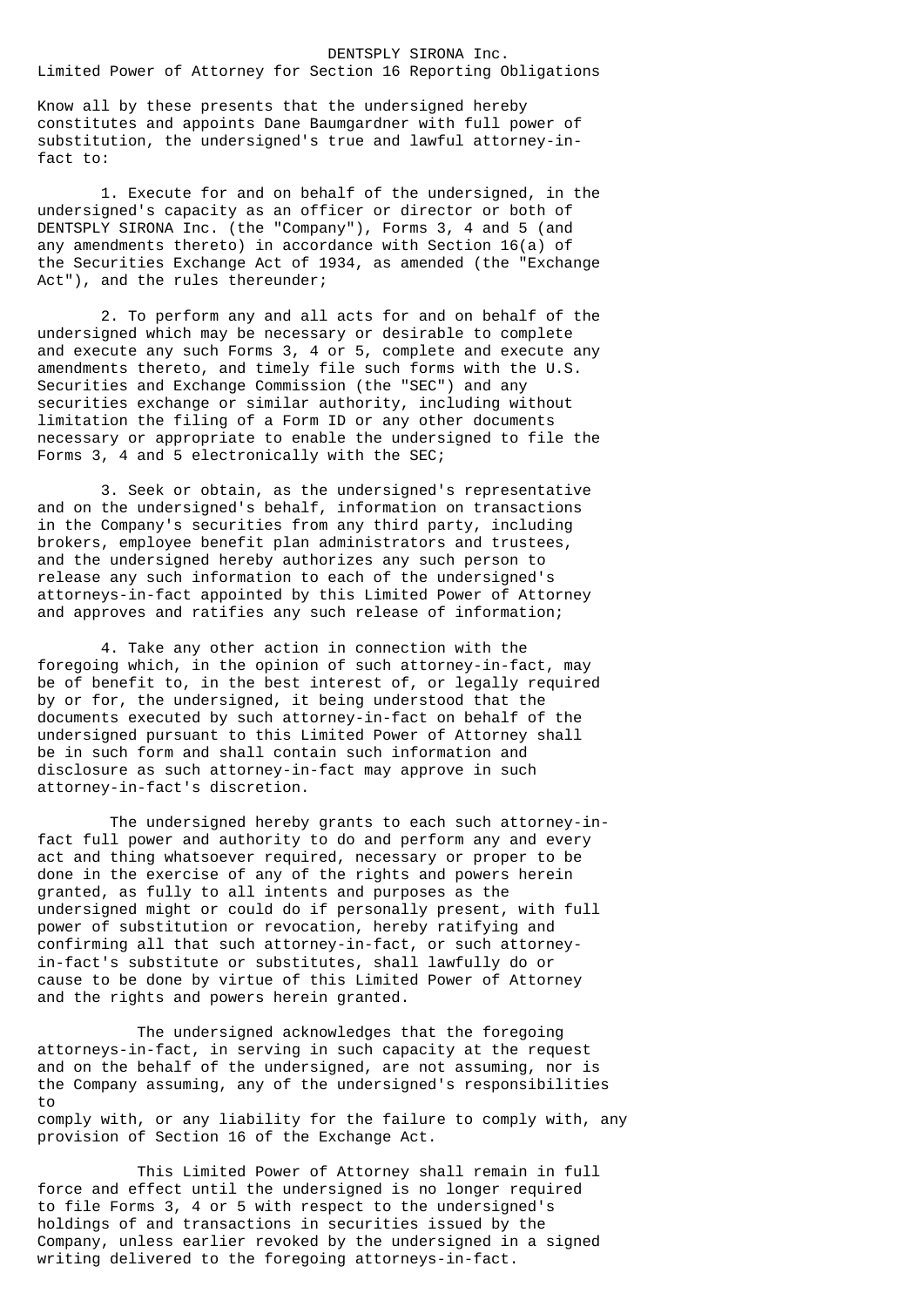# DENTSPLY SIRONA Inc.

## Limited Power of Attorney for Section 16 Reporting Obligations

Know all by these presents that the undersigned hereby constitutes and appoints Dane Baumgardner with full power of substitution, the undersigned's true and lawful attorney-in-fact to:

1. Execute for and on behalf of the undersigned, in the undersigned's capacity as an officer or director or both of DENTSPLY SIRONA Inc. (the "Company"), Forms 3, 4 and 5 (and any amendments thereto) in accordance with Section 16(a) of the Securities Exchange Act of 1934, as amended (the "Exchange Act"), and the rules thereunder;

2. To perform any and all acts for and on behalf of the undersigned which may be necessary or desirable to complete and execute any such Forms 3, 4 or 5, complete and execute any amendments thereto, and timely file such forms with the U.S. Securities and Exchange Commission (the "SEC") and any securities exchange or similar authority, including without limitation the filing of a Form ID or any other documents necessary or appropriate to enable the undersigned to file the Forms 3, 4 and 5 electronically with the SEC;

3. Seek or obtain, as the undersigned's representative and on the undersigned's behalf, information on transactions in the Company's securities from any third party, including brokers, employee benefit plan administrators and trustees, and the undersigned hereby authorizes any such person to release any such information to each of the undersigned's attorneys-in-fact appointed by this Limited Power of Attorney and approves and ratifies any such release of information;

4. Take any other action in connection with the foregoing which, in the opinion of such attorney-in-fact, may be of benefit to, in the best interest of, or legally required by or for, the undersigned, it being understood that the documents executed by such attorney-in-fact on behalf of the undersigned pursuant to this Limited Power of Attorney shall be in such form and shall contain such information and disclosure as such attorney-in-fact may approve in such attorney-in-fact's discretion.

The undersigned hereby grants to each such attorney-in-fact full power and authority to do and perform any and every act and thing whatsoever required, necessary or proper to be done in the exercise of any of the rights and powers herein granted, as fully to all intents and purposes as the undersigned might or could do if personally present, with full power of substitution or revocation, hereby ratifying and confirming all that such attorney-in-fact, or such attorney-in-fact's substitute or substitutes, shall lawfully do or cause to be done by virtue of this Limited Power of Attorney and the rights and powers herein granted.

The undersigned acknowledges that the foregoing attorneys-in-fact, in serving in such capacity at the request and on the behalf of the undersigned, are not assuming, nor is the Company assuming, any of the undersigned's responsibilities to comply with, or any liability for the failure to comply with, any provision of Section 16 of the Exchange Act.

This Limited Power of Attorney shall remain in full force and effect until the undersigned is no longer required to file Forms 3, 4 or 5 with respect to the undersigned's holdings of and transactions in securities issued by the Company, unless earlier revoked by the undersigned in a signed writing delivered to the foregoing attorneys-in-fact.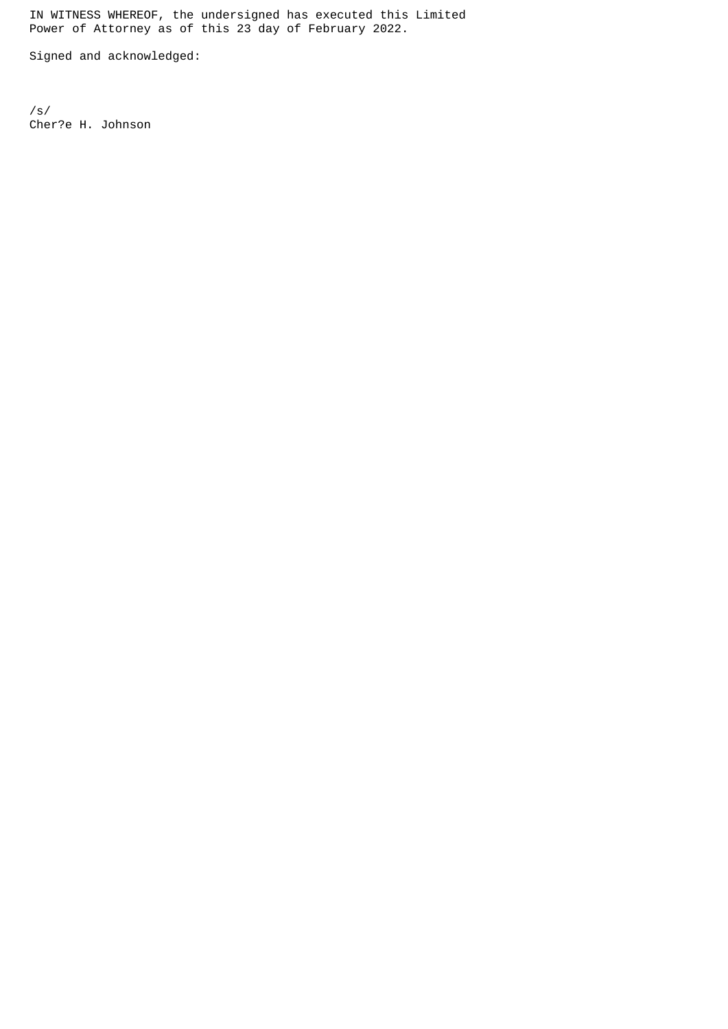IN WITNESS WHEREOF, the undersigned has executed this Limited Power of Attorney as of this 23 day of February 2022.

Signed and acknowledged:

/s/
Cher?e H. Johnson